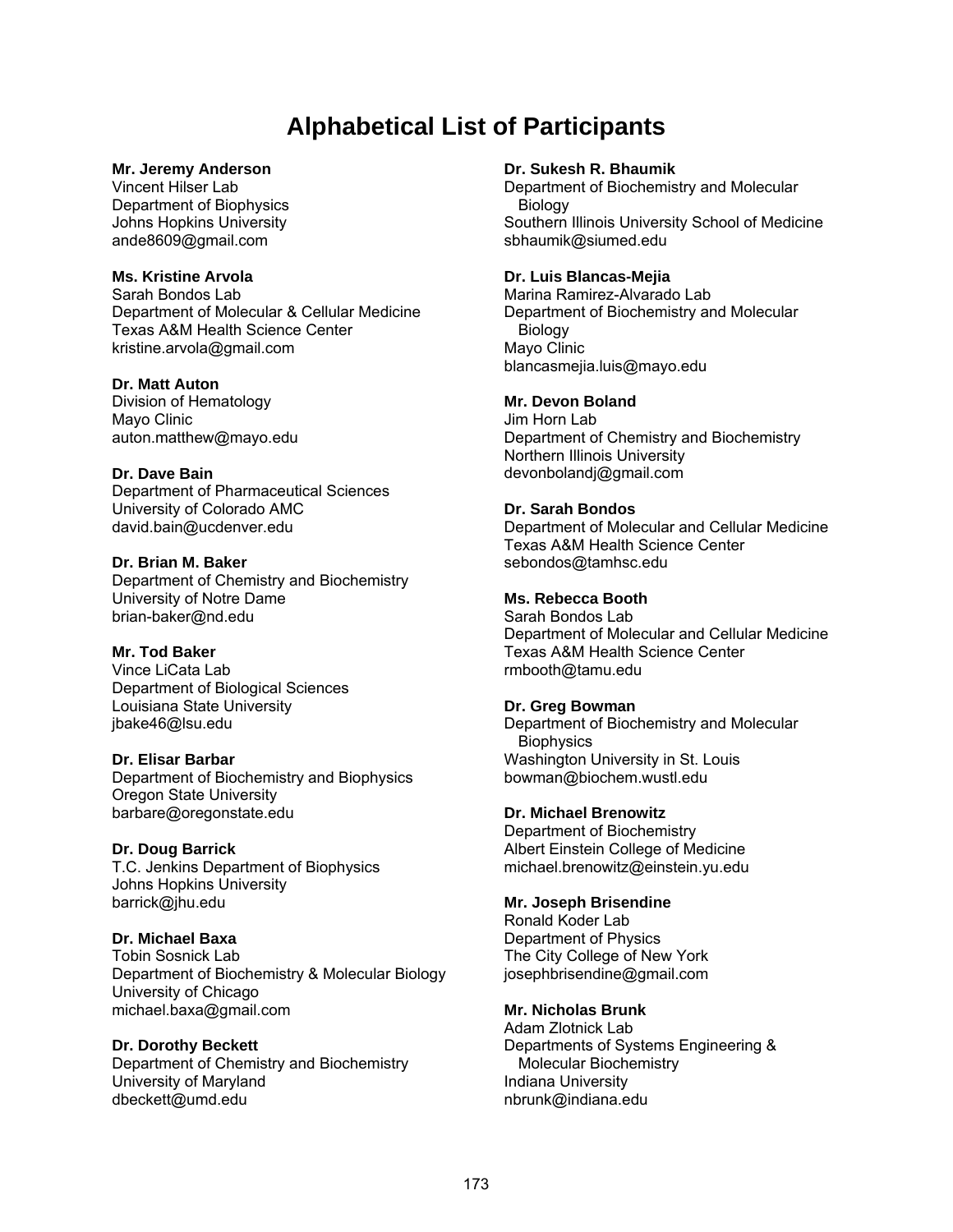# Alphabetical List of Participants

**Mr. Jeremy Anderson**
Vincent Hilser Lab
Department of Biophysics
Johns Hopkins University
ande8609@gmail.com

**Ms. Kristine Arvola**
Sarah Bondos Lab
Department of Molecular & Cellular Medicine
Texas A&M Health Science Center
kristine.arvola@gmail.com

**Dr. Matt Auton**
Division of Hematology
Mayo Clinic
auton.matthew@mayo.edu

**Dr. Dave Bain**
Department of Pharmaceutical Sciences
University of Colorado AMC
david.bain@ucdenver.edu

**Dr. Brian M. Baker**
Department of Chemistry and Biochemistry
University of Notre Dame
brian-baker@nd.edu

**Mr. Tod Baker**
Vince LiCata Lab
Department of Biological Sciences
Louisiana State University
jbake46@lsu.edu

**Dr. Elisar Barbar**
Department of Biochemistry and Biophysics
Oregon State University
barbare@oregonstate.edu

**Dr. Doug Barrick**
T.C. Jenkins Department of Biophysics
Johns Hopkins University
barrick@jhu.edu

**Dr. Michael Baxa**
Tobin Sosnick Lab
Department of Biochemistry & Molecular Biology
University of Chicago
michael.baxa@gmail.com

**Dr. Dorothy Beckett**
Department of Chemistry and Biochemistry
University of Maryland
dbeckett@umd.edu

**Dr. Sukesh R. Bhaumik**
Department of Biochemistry and Molecular Biology
Southern Illinois University School of Medicine
sbhaumik@siumed.edu

**Dr. Luis Blancas-Mejia**
Marina Ramirez-Alvarado Lab
Department of Biochemistry and Molecular Biology
Mayo Clinic
blancasmejia.luis@mayo.edu

**Mr. Devon Boland**
Jim Horn Lab
Department of Chemistry and Biochemistry
Northern Illinois University
devonbolandj@gmail.com

**Dr. Sarah Bondos**
Department of Molecular and Cellular Medicine
Texas A&M Health Science Center
sebondos@tamhsc.edu

**Ms. Rebecca Booth**
Sarah Bondos Lab
Department of Molecular and Cellular Medicine
Texas A&M Health Science Center
rmbooth@tamu.edu

**Dr. Greg Bowman**
Department of Biochemistry and Molecular Biophysics
Washington University in St. Louis
bowman@biochem.wustl.edu

**Dr. Michael Brenowitz**
Department of Biochemistry
Albert Einstein College of Medicine
michael.brenowitz@einstein.yu.edu

**Mr. Joseph Brisendine**
Ronald Koder Lab
Department of Physics
The City College of New York
josephbrisendine@gmail.com

**Mr. Nicholas Brunk**
Adam Zlotnick Lab
Departments of Systems Engineering & Molecular Biochemistry
Indiana University
nbrunk@indiana.edu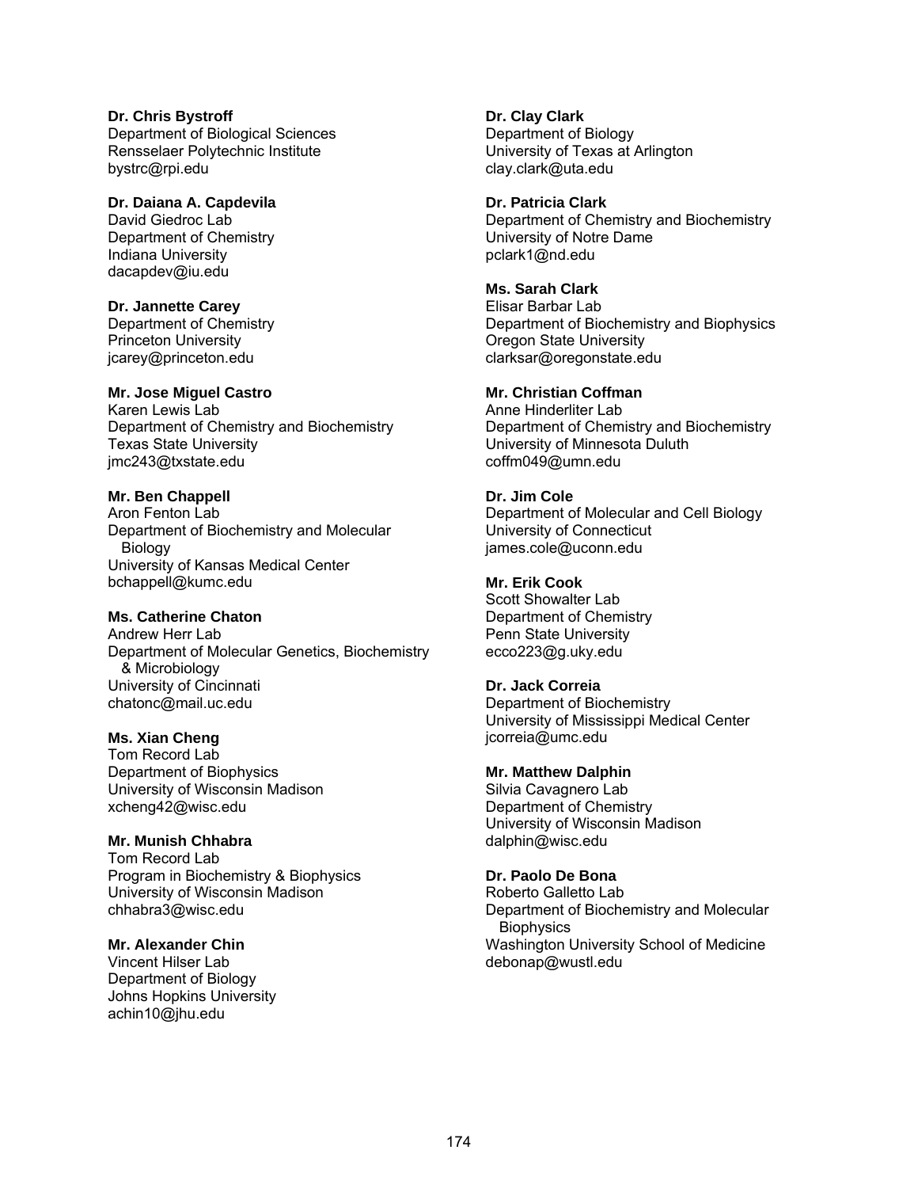**Dr. Chris Bystroff**
Department of Biological Sciences
Rensselaer Polytechnic Institute
bystrc@rpi.edu

**Dr. Daiana A. Capdevila**
David Giedroc Lab
Department of Chemistry
Indiana University
dacapdev@iu.edu

**Dr. Jannette Carey**
Department of Chemistry
Princeton University
jcarey@princeton.edu

**Mr. Jose Miguel Castro**
Karen Lewis Lab
Department of Chemistry and Biochemistry
Texas State University
jmc243@txstate.edu

**Mr. Ben Chappell**
Aron Fenton Lab
Department of Biochemistry and Molecular Biology
University of Kansas Medical Center
bchappell@kumc.edu

**Ms. Catherine Chaton**
Andrew Herr Lab
Department of Molecular Genetics, Biochemistry & Microbiology
University of Cincinnati
chatonc@mail.uc.edu

**Ms. Xian Cheng**
Tom Record Lab
Department of Biophysics
University of Wisconsin Madison
xcheng42@wisc.edu

**Mr. Munish Chhabra**
Tom Record Lab
Program in Biochemistry & Biophysics
University of Wisconsin Madison
chhabra3@wisc.edu

**Mr. Alexander Chin**
Vincent Hilser Lab
Department of Biology
Johns Hopkins University
achin10@jhu.edu

**Dr. Clay Clark**
Department of Biology
University of Texas at Arlington
clay.clark@uta.edu

**Dr. Patricia Clark**
Department of Chemistry and Biochemistry
University of Notre Dame
pclark1@nd.edu

**Ms. Sarah Clark**
Elisar Barbar Lab
Department of Biochemistry and Biophysics
Oregon State University
clarksar@oregonstate.edu

**Mr. Christian Coffman**
Anne Hinderliter Lab
Department of Chemistry and Biochemistry
University of Minnesota Duluth
coffm049@umn.edu

**Dr. Jim Cole**
Department of Molecular and Cell Biology
University of Connecticut
james.cole@uconn.edu

**Mr. Erik Cook**
Scott Showalter Lab
Department of Chemistry
Penn State University
ecco223@g.uky.edu

**Dr. Jack Correia**
Department of Biochemistry
University of Mississippi Medical Center
jcorreia@umc.edu

**Mr. Matthew Dalphin**
Silvia Cavagnero Lab
Department of Chemistry
University of Wisconsin Madison
dalphin@wisc.edu

**Dr. Paolo De Bona**
Roberto Galletto Lab
Department of Biochemistry and Molecular Biophysics
Washington University School of Medicine
debonap@wustl.edu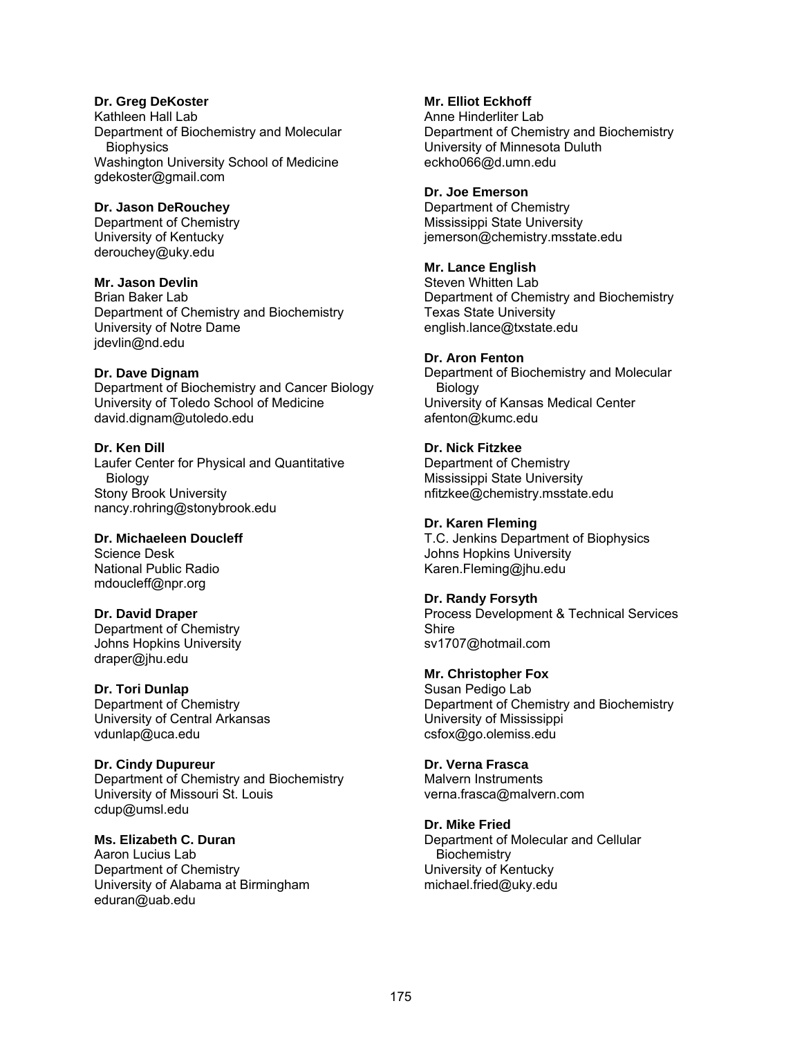**Dr. Greg DeKoster**
Kathleen Hall Lab
Department of Biochemistry and Molecular Biophysics
Washington University School of Medicine
gdekoster@gmail.com

**Dr. Jason DeRouchey**
Department of Chemistry
University of Kentucky
derouchey@uky.edu

**Mr. Jason Devlin**
Brian Baker Lab
Department of Chemistry and Biochemistry
University of Notre Dame
jdevlin@nd.edu

**Dr. Dave Dignam**
Department of Biochemistry and Cancer Biology
University of Toledo School of Medicine
david.dignam@utoledo.edu

**Dr. Ken Dill**
Laufer Center for Physical and Quantitative Biology
Stony Brook University
nancy.rohring@stonybrook.edu

**Dr. Michaeleen Doucleff**
Science Desk
National Public Radio
mdoucleff@npr.org

**Dr. David Draper**
Department of Chemistry
Johns Hopkins University
draper@jhu.edu

**Dr. Tori Dunlap**
Department of Chemistry
University of Central Arkansas
vdunlap@uca.edu

**Dr. Cindy Dupureur**
Department of Chemistry and Biochemistry
University of Missouri St. Louis
cdup@umsl.edu

**Ms. Elizabeth C. Duran**
Aaron Lucius Lab
Department of Chemistry
University of Alabama at Birmingham
eduran@uab.edu

**Mr. Elliot Eckhoff**
Anne Hinderliter Lab
Department of Chemistry and Biochemistry
University of Minnesota Duluth
eckho066@d.umn.edu

**Dr. Joe Emerson**
Department of Chemistry
Mississippi State University
jemerson@chemistry.msstate.edu

**Mr. Lance English**
Steven Whitten Lab
Department of Chemistry and Biochemistry
Texas State University
english.lance@txstate.edu

**Dr. Aron Fenton**
Department of Biochemistry and Molecular Biology
University of Kansas Medical Center
afenton@kumc.edu

**Dr. Nick Fitzkee**
Department of Chemistry
Mississippi State University
nfitzkee@chemistry.msstate.edu

**Dr. Karen Fleming**
T.C. Jenkins Department of Biophysics
Johns Hopkins University
Karen.Fleming@jhu.edu

**Dr. Randy Forsyth**
Process Development & Technical Services
Shire
sv1707@hotmail.com

**Mr. Christopher Fox**
Susan Pedigo Lab
Department of Chemistry and Biochemistry
University of Mississippi
csfox@go.olemiss.edu

**Dr. Verna Frasca**
Malvern Instruments
verna.frasca@malvern.com

**Dr. Mike Fried**
Department of Molecular and Cellular Biochemistry
University of Kentucky
michael.fried@uky.edu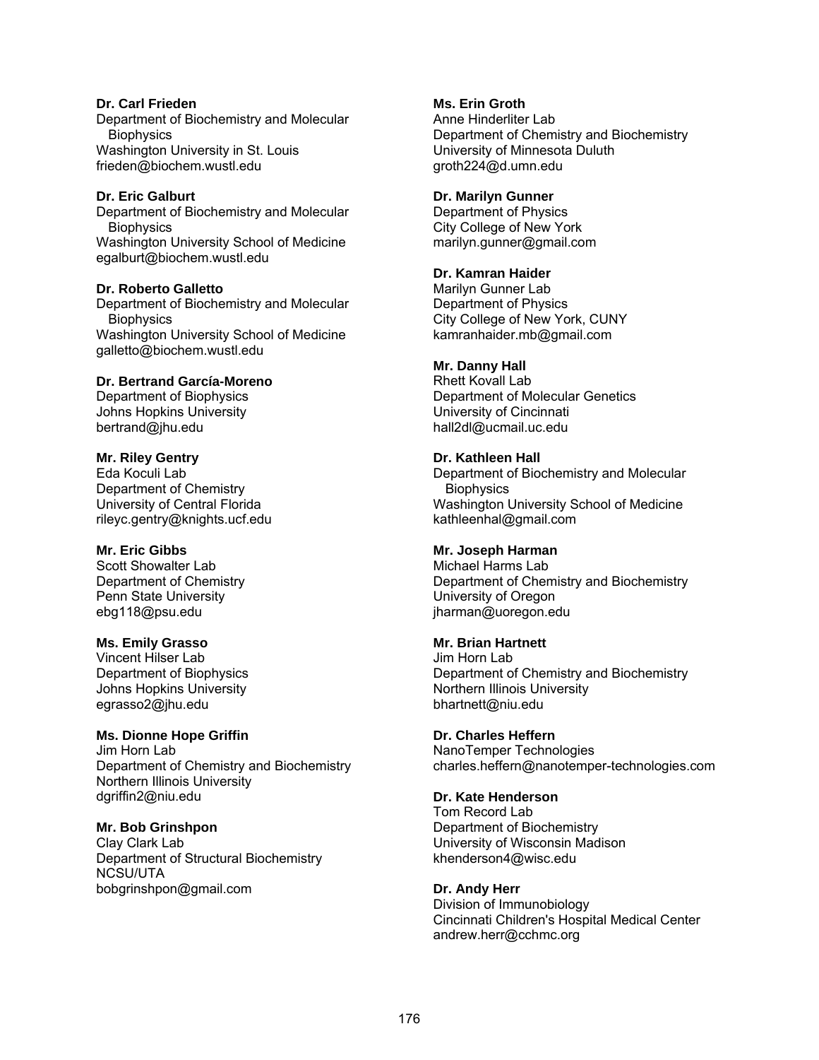**Dr. Carl Frieden**
Department of Biochemistry and Molecular Biophysics
Washington University in St. Louis
frieden@biochem.wustl.edu

**Dr. Eric Galburt**
Department of Biochemistry and Molecular Biophysics
Washington University School of Medicine
egalburt@biochem.wustl.edu

**Dr. Roberto Galletto**
Department of Biochemistry and Molecular Biophysics
Washington University School of Medicine
galletto@biochem.wustl.edu

**Dr. Bertrand García-Moreno**
Department of Biophysics
Johns Hopkins University
bertrand@jhu.edu

**Mr. Riley Gentry**
Eda Koculi Lab
Department of Chemistry
University of Central Florida
rileyc.gentry@knights.ucf.edu

**Mr. Eric Gibbs**
Scott Showalter Lab
Department of Chemistry
Penn State University
ebg118@psu.edu

**Ms. Emily Grasso**
Vincent Hilser Lab
Department of Biophysics
Johns Hopkins University
egrasso2@jhu.edu

**Ms. Dionne Hope Griffin**
Jim Horn Lab
Department of Chemistry and Biochemistry
Northern Illinois University
dgriffin2@niu.edu

**Mr. Bob Grinshpon**
Clay Clark Lab
Department of Structural Biochemistry
NCSU/UTA
bobgrinshpon@gmail.com

**Ms. Erin Groth**
Anne Hinderliter Lab
Department of Chemistry and Biochemistry
University of Minnesota Duluth
groth224@d.umn.edu

**Dr. Marilyn Gunner**
Department of Physics
City College of New York
marilyn.gunner@gmail.com

**Dr. Kamran Haider**
Marilyn Gunner Lab
Department of Physics
City College of New York, CUNY
kamranhaider.mb@gmail.com

**Mr. Danny Hall**
Rhett Kovall Lab
Department of Molecular Genetics
University of Cincinnati
hall2dl@ucmail.uc.edu

**Dr. Kathleen Hall**
Department of Biochemistry and Molecular Biophysics
Washington University School of Medicine
kathleenhal@gmail.com

**Mr. Joseph Harman**
Michael Harms Lab
Department of Chemistry and Biochemistry
University of Oregon
jharman@uoregon.edu

**Mr. Brian Hartnett**
Jim Horn Lab
Department of Chemistry and Biochemistry
Northern Illinois University
bhartnett@niu.edu

**Dr. Charles Heffern**
NanoTemper Technologies
charles.heffern@nanotemper-technologies.com

**Dr. Kate Henderson**
Tom Record Lab
Department of Biochemistry
University of Wisconsin Madison
khenderson4@wisc.edu

**Dr. Andy Herr**
Division of Immunobiology
Cincinnati Children's Hospital Medical Center
andrew.herr@cchmc.org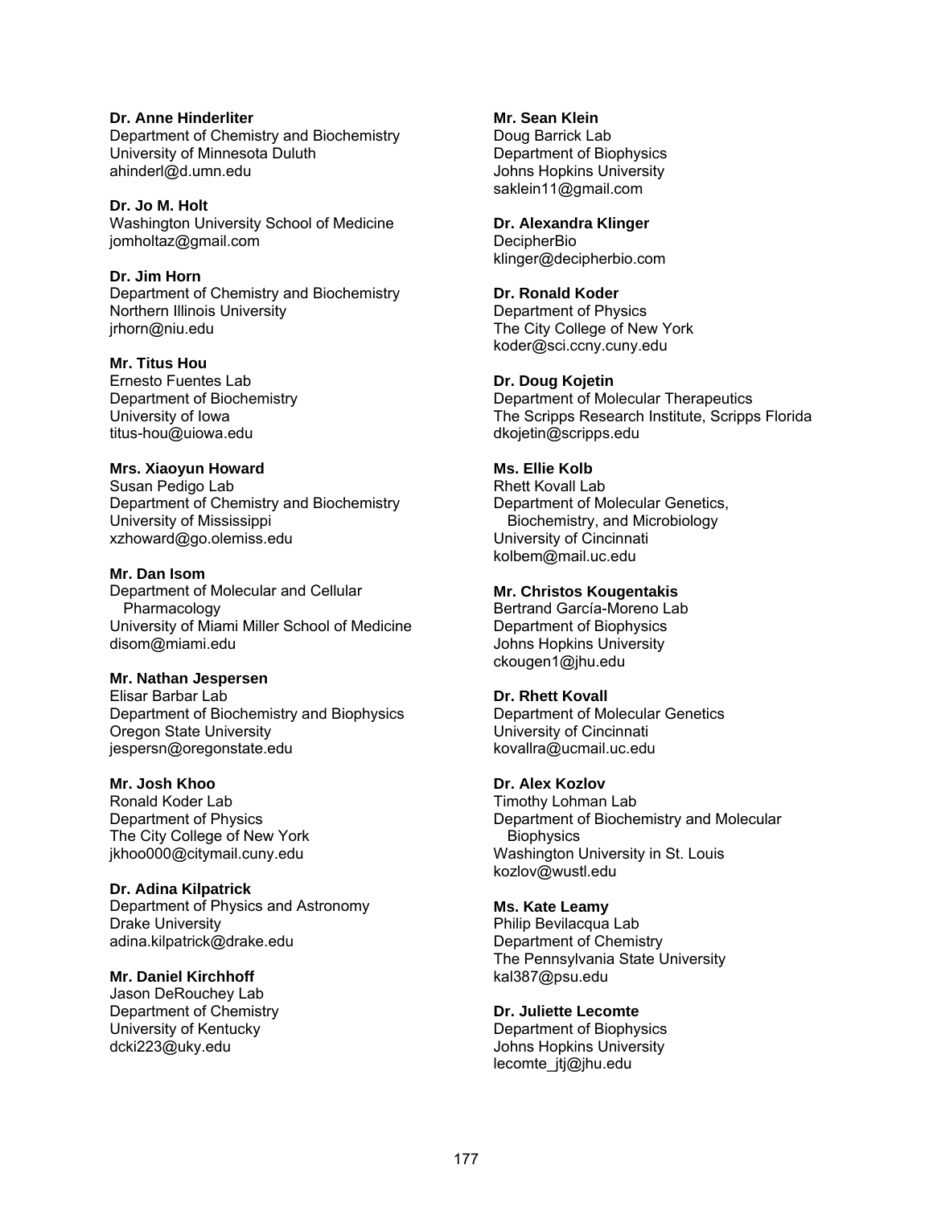**Dr. Anne Hinderliter**
Department of Chemistry and Biochemistry
University of Minnesota Duluth
ahinderl@d.umn.edu

**Dr. Jo M. Holt**
Washington University School of Medicine
jomholtaz@gmail.com

**Dr. Jim Horn**
Department of Chemistry and Biochemistry
Northern Illinois University
jrhorn@niu.edu

**Mr. Titus Hou**
Ernesto Fuentes Lab
Department of Biochemistry
University of Iowa
titus-hou@uiowa.edu

**Mrs. Xiaoyun Howard**
Susan Pedigo Lab
Department of Chemistry and Biochemistry
University of Mississippi
xzhoward@go.olemiss.edu

**Mr. Dan Isom**
Department of Molecular and Cellular Pharmacology
University of Miami Miller School of Medicine
disom@miami.edu

**Mr. Nathan Jespersen**
Elisar Barbar Lab
Department of Biochemistry and Biophysics
Oregon State University
jespersn@oregonstate.edu

**Mr. Josh Khoo**
Ronald Koder Lab
Department of Physics
The City College of New York
jkhoo000@citymail.cuny.edu

**Dr. Adina Kilpatrick**
Department of Physics and Astronomy
Drake University
adina.kilpatrick@drake.edu

**Mr. Daniel Kirchhoff**
Jason DeRouchey Lab
Department of Chemistry
University of Kentucky
dcki223@uky.edu

**Mr. Sean Klein**
Doug Barrick Lab
Department of Biophysics
Johns Hopkins University
saklein11@gmail.com

**Dr. Alexandra Klinger**
DecipherBio
klinger@decipherbio.com

**Dr. Ronald Koder**
Department of Physics
The City College of New York
koder@sci.ccny.cuny.edu

**Dr. Doug Kojetin**
Department of Molecular Therapeutics
The Scripps Research Institute, Scripps Florida
dkojetin@scripps.edu

**Ms. Ellie Kolb**
Rhett Kovall Lab
Department of Molecular Genetics, Biochemistry, and Microbiology
University of Cincinnati
kolbem@mail.uc.edu

**Mr. Christos Kougentakis**
Bertrand García-Moreno Lab
Department of Biophysics
Johns Hopkins University
ckougen1@jhu.edu

**Dr. Rhett Kovall**
Department of Molecular Genetics
University of Cincinnati
kovallra@ucmail.uc.edu

**Dr. Alex Kozlov**
Timothy Lohman Lab
Department of Biochemistry and Molecular Biophysics
Washington University in St. Louis
kozlov@wustl.edu

**Ms. Kate Leamy**
Philip Bevilacqua Lab
Department of Chemistry
The Pennsylvania State University
kal387@psu.edu

**Dr. Juliette Lecomte**
Department of Biophysics
Johns Hopkins University
lecomte_jtj@jhu.edu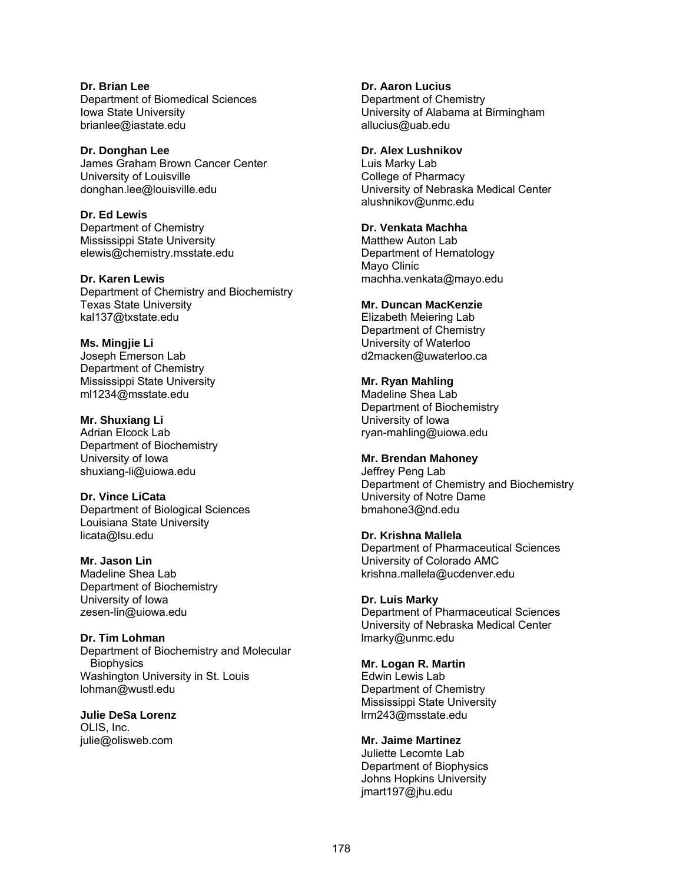**Dr. Brian Lee**
Department of Biomedical Sciences
Iowa State University
brianlee@iastate.edu

**Dr. Donghan Lee**
James Graham Brown Cancer Center
University of Louisville
donghan.lee@louisville.edu

**Dr. Ed Lewis**
Department of Chemistry
Mississippi State University
elewis@chemistry.msstate.edu

**Dr. Karen Lewis**
Department of Chemistry and Biochemistry
Texas State University
kal137@txstate.edu

**Ms. Mingjie Li**
Joseph Emerson Lab
Department of Chemistry
Mississippi State University
ml1234@msstate.edu

**Mr. Shuxiang Li**
Adrian Elcock Lab
Department of Biochemistry
University of Iowa
shuxiang-li@uiowa.edu

**Dr. Vince LiCata**
Department of Biological Sciences
Louisiana State University
licata@lsu.edu

**Mr. Jason Lin**
Madeline Shea Lab
Department of Biochemistry
University of Iowa
zesen-lin@uiowa.edu

**Dr. Tim Lohman**
Department of Biochemistry and Molecular Biophysics
Washington University in St. Louis
lohman@wustl.edu

**Julie DeSa Lorenz**
OLIS, Inc.
julie@olisweb.com

**Dr. Aaron Lucius**
Department of Chemistry
University of Alabama at Birmingham
allucius@uab.edu

**Dr. Alex Lushnikov**
Luis Marky Lab
College of Pharmacy
University of Nebraska Medical Center
alushnikov@unmc.edu

**Dr. Venkata Machha**
Matthew Auton Lab
Department of Hematology
Mayo Clinic
machha.venkata@mayo.edu

**Mr. Duncan MacKenzie**
Elizabeth Meiering Lab
Department of Chemistry
University of Waterloo
d2macken@uwaterloo.ca

**Mr. Ryan Mahling**
Madeline Shea Lab
Department of Biochemistry
University of Iowa
ryan-mahling@uiowa.edu

**Mr. Brendan Mahoney**
Jeffrey Peng Lab
Department of Chemistry and Biochemistry
University of Notre Dame
bmahone3@nd.edu

**Dr. Krishna Mallela**
Department of Pharmaceutical Sciences
University of Colorado AMC
krishna.mallela@ucdenver.edu

**Dr. Luis Marky**
Department of Pharmaceutical Sciences
University of Nebraska Medical Center
lmarky@unmc.edu

**Mr. Logan R. Martin**
Edwin Lewis Lab
Department of Chemistry
Mississippi State University
lrm243@msstate.edu

**Mr. Jaime Martinez**
Juliette Lecomte Lab
Department of Biophysics
Johns Hopkins University
jmart197@jhu.edu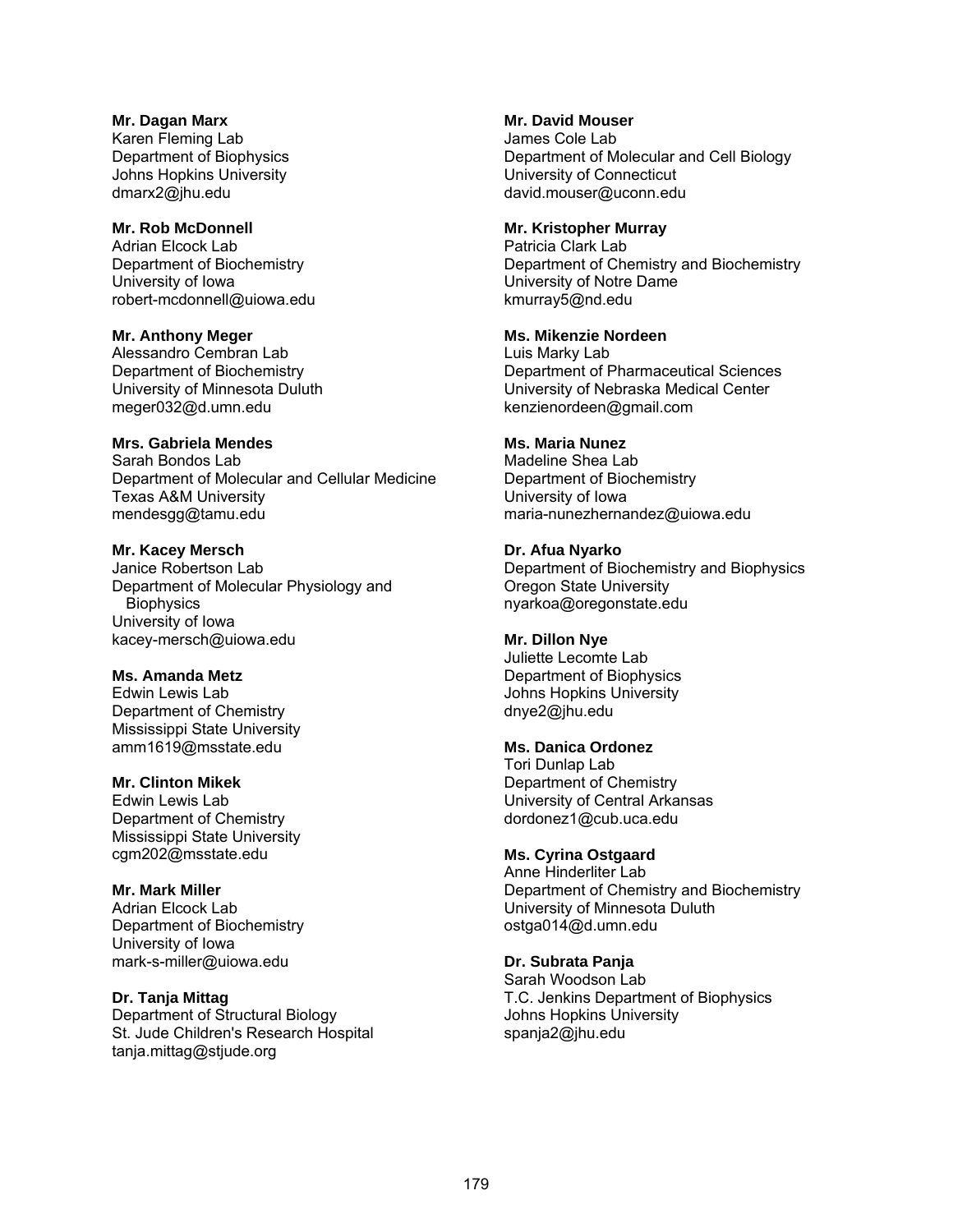**Mr. Dagan Marx**
Karen Fleming Lab
Department of Biophysics
Johns Hopkins University
dmarx2@jhu.edu

**Mr. Rob McDonnell**
Adrian Elcock Lab
Department of Biochemistry
University of Iowa
robert-mcdonnell@uiowa.edu

**Mr. Anthony Meger**
Alessandro Cembran Lab
Department of Biochemistry
University of Minnesota Duluth
meger032@d.umn.edu

**Mrs. Gabriela Mendes**
Sarah Bondos Lab
Department of Molecular and Cellular Medicine
Texas A&M University
mendesgg@tamu.edu

**Mr. Kacey Mersch**
Janice Robertson Lab
Department of Molecular Physiology and Biophysics
University of Iowa
kacey-mersch@uiowa.edu

**Ms. Amanda Metz**
Edwin Lewis Lab
Department of Chemistry
Mississippi State University
amm1619@msstate.edu

**Mr. Clinton Mikek**
Edwin Lewis Lab
Department of Chemistry
Mississippi State University
cgm202@msstate.edu

**Mr. Mark Miller**
Adrian Elcock Lab
Department of Biochemistry
University of Iowa
mark-s-miller@uiowa.edu

**Dr. Tanja Mittag**
Department of Structural Biology
St. Jude Children's Research Hospital
tanja.mittag@stjude.org

**Mr. David Mouser**
James Cole Lab
Department of Molecular and Cell Biology
University of Connecticut
david.mouser@uconn.edu

**Mr. Kristopher Murray**
Patricia Clark Lab
Department of Chemistry and Biochemistry
University of Notre Dame
kmurray5@nd.edu

**Ms. Mikenzie Nordeen**
Luis Marky Lab
Department of Pharmaceutical Sciences
University of Nebraska Medical Center
kenzienordeen@gmail.com

**Ms. Maria Nunez**
Madeline Shea Lab
Department of Biochemistry
University of Iowa
maria-nunezhernandez@uiowa.edu

**Dr. Afua Nyarko**
Department of Biochemistry and Biophysics
Oregon State University
nyarkoa@oregonstate.edu

**Mr. Dillon Nye**
Juliette Lecomte Lab
Department of Biophysics
Johns Hopkins University
dnye2@jhu.edu

**Ms. Danica Ordonez**
Tori Dunlap Lab
Department of Chemistry
University of Central Arkansas
dordonez1@cub.uca.edu

**Ms. Cyrina Ostgaard**
Anne Hinderliter Lab
Department of Chemistry and Biochemistry
University of Minnesota Duluth
ostga014@d.umn.edu

**Dr. Subrata Panja**
Sarah Woodson Lab
T.C. Jenkins Department of Biophysics
Johns Hopkins University
spanja2@jhu.edu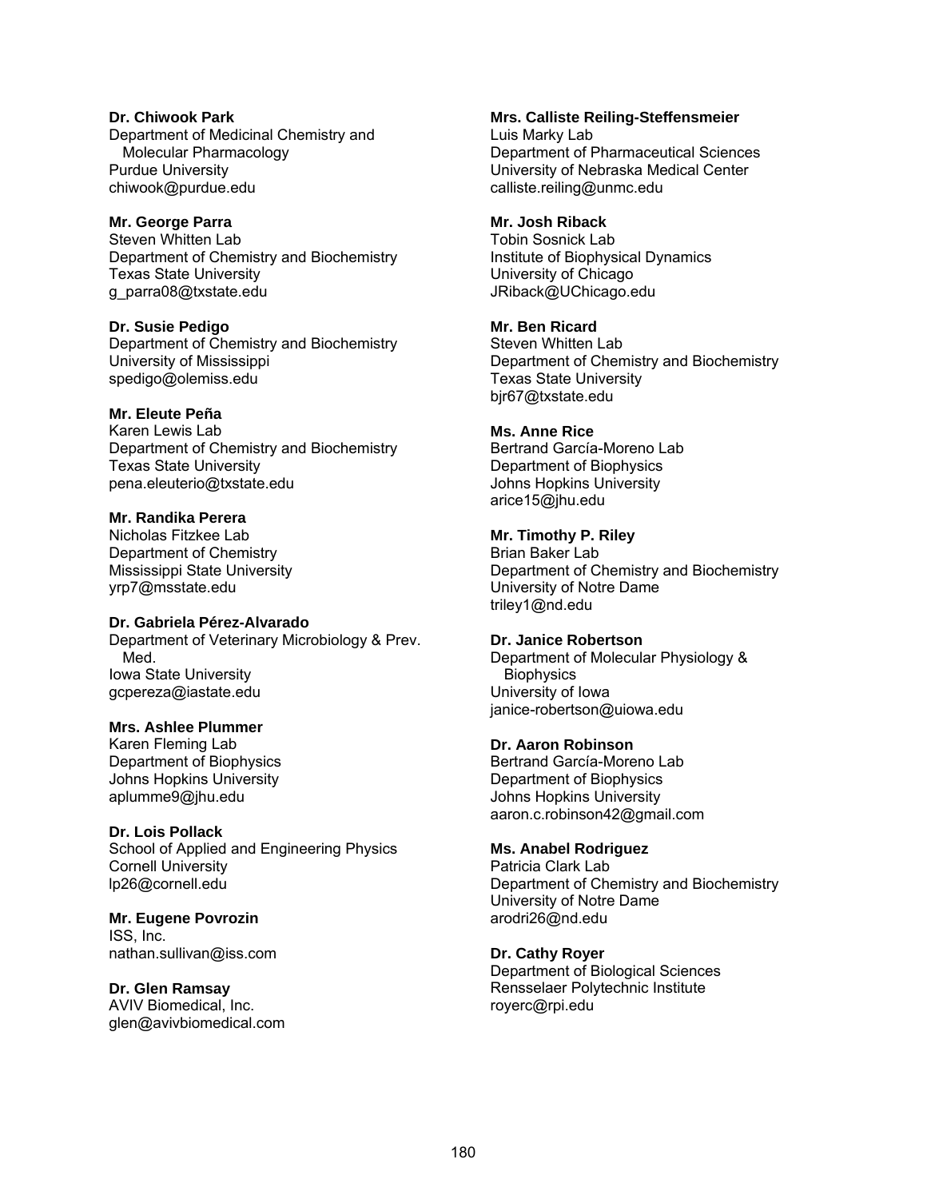**Dr. Chiwook Park**
Department of Medicinal Chemistry and Molecular Pharmacology
Purdue University
chiwook@purdue.edu

**Mr. George Parra**
Steven Whitten Lab
Department of Chemistry and Biochemistry
Texas State University
g_parra08@txstate.edu

**Dr. Susie Pedigo**
Department of Chemistry and Biochemistry
University of Mississippi
spedigo@olemiss.edu

**Mr. Eleute Peña**
Karen Lewis Lab
Department of Chemistry and Biochemistry
Texas State University
pena.eleuterio@txstate.edu

**Mr. Randika Perera**
Nicholas Fitzkee Lab
Department of Chemistry
Mississippi State University
yrp7@msstate.edu

**Dr. Gabriela Pérez-Alvarado**
Department of Veterinary Microbiology & Prev. Med.
Iowa State University
gcpereza@iastate.edu

**Mrs. Ashlee Plummer**
Karen Fleming Lab
Department of Biophysics
Johns Hopkins University
aplumme9@jhu.edu

**Dr. Lois Pollack**
School of Applied and Engineering Physics
Cornell University
lp26@cornell.edu

**Mr. Eugene Povrozin**
ISS, Inc.
nathan.sullivan@iss.com

**Dr. Glen Ramsay**
AVIV Biomedical, Inc.
glen@avivbiomedical.com

**Mrs. Calliste Reiling-Steffensmeier**
Luis Marky Lab
Department of Pharmaceutical Sciences
University of Nebraska Medical Center
calliste.reiling@unmc.edu

**Mr. Josh Riback**
Tobin Sosnick Lab
Institute of Biophysical Dynamics
University of Chicago
JRiback@UChicago.edu

**Mr. Ben Ricard**
Steven Whitten Lab
Department of Chemistry and Biochemistry
Texas State University
bjr67@txstate.edu

**Ms. Anne Rice**
Bertrand García-Moreno Lab
Department of Biophysics
Johns Hopkins University
arice15@jhu.edu

**Mr. Timothy P. Riley**
Brian Baker Lab
Department of Chemistry and Biochemistry
University of Notre Dame
triley1@nd.edu

**Dr. Janice Robertson**
Department of Molecular Physiology & Biophysics
University of Iowa
janice-robertson@uiowa.edu

**Dr. Aaron Robinson**
Bertrand García-Moreno Lab
Department of Biophysics
Johns Hopkins University
aaron.c.robinson42@gmail.com

**Ms. Anabel Rodriguez**
Patricia Clark Lab
Department of Chemistry and Biochemistry
University of Notre Dame
arodri26@nd.edu

**Dr. Cathy Royer**
Department of Biological Sciences
Rensselaer Polytechnic Institute
royerc@rpi.edu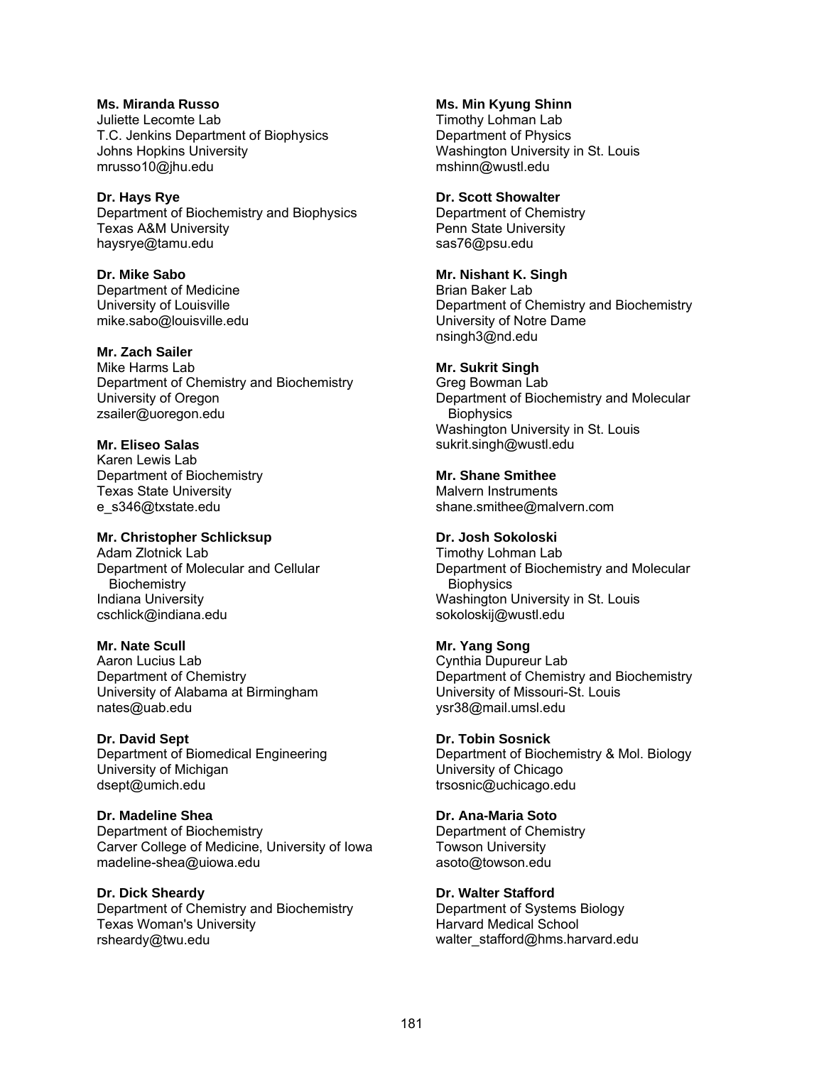**Ms. Miranda Russo**
Juliette Lecomte Lab
T.C. Jenkins Department of Biophysics
Johns Hopkins University
mrusso10@jhu.edu

**Dr. Hays Rye**
Department of Biochemistry and Biophysics
Texas A&M University
haysrye@tamu.edu

**Dr. Mike Sabo**
Department of Medicine
University of Louisville
mike.sabo@louisville.edu

**Mr. Zach Sailer**
Mike Harms Lab
Department of Chemistry and Biochemistry
University of Oregon
zsailer@uoregon.edu

**Mr. Eliseo Salas**
Karen Lewis Lab
Department of Biochemistry
Texas State University
e_s346@txstate.edu

**Mr. Christopher Schlicksup**
Adam Zlotnick Lab
Department of Molecular and Cellular Biochemistry
Indiana University
cschlick@indiana.edu

**Mr. Nate Scull**
Aaron Lucius Lab
Department of Chemistry
University of Alabama at Birmingham
nates@uab.edu

**Dr. David Sept**
Department of Biomedical Engineering
University of Michigan
dsept@umich.edu

**Dr. Madeline Shea**
Department of Biochemistry
Carver College of Medicine, University of Iowa
madeline-shea@uiowa.edu

**Dr. Dick Sheardy**
Department of Chemistry and Biochemistry
Texas Woman's University
rsheardy@twu.edu

**Ms. Min Kyung Shinn**
Timothy Lohman Lab
Department of Physics
Washington University in St. Louis
mshinn@wustl.edu

**Dr. Scott Showalter**
Department of Chemistry
Penn State University
sas76@psu.edu

**Mr. Nishant K. Singh**
Brian Baker Lab
Department of Chemistry and Biochemistry
University of Notre Dame
nsingh3@nd.edu

**Mr. Sukrit Singh**
Greg Bowman Lab
Department of Biochemistry and Molecular Biophysics
Washington University in St. Louis
sukrit.singh@wustl.edu

**Mr. Shane Smithee**
Malvern Instruments
shane.smithee@malvern.com

**Dr. Josh Sokoloski**
Timothy Lohman Lab
Department of Biochemistry and Molecular Biophysics
Washington University in St. Louis
sokoloskij@wustl.edu

**Mr. Yang Song**
Cynthia Dupureur Lab
Department of Chemistry and Biochemistry
University of Missouri-St. Louis
ysr38@mail.umsl.edu

**Dr. Tobin Sosnick**
Department of Biochemistry & Mol. Biology
University of Chicago
trsosnic@uchicago.edu

**Dr. Ana-Maria Soto**
Department of Chemistry
Towson University
asoto@towson.edu

**Dr. Walter Stafford**
Department of Systems Biology
Harvard Medical School
walter_stafford@hms.harvard.edu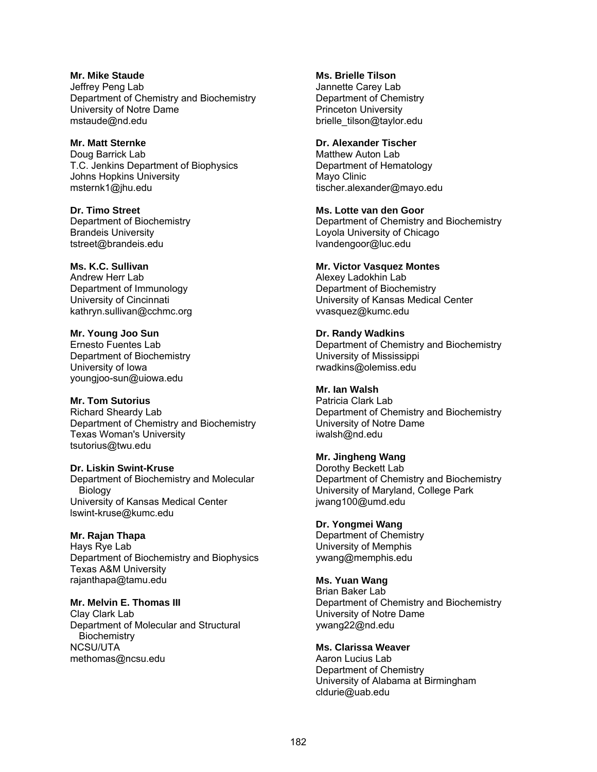**Mr. Mike Staude**
Jeffrey Peng Lab
Department of Chemistry and Biochemistry
University of Notre Dame
mstaude@nd.edu

**Mr. Matt Sternke**
Doug Barrick Lab
T.C. Jenkins Department of Biophysics
Johns Hopkins University
msternk1@jhu.edu

**Dr. Timo Street**
Department of Biochemistry
Brandeis University
tstreet@brandeis.edu

**Ms. K.C. Sullivan**
Andrew Herr Lab
Department of Immunology
University of Cincinnati
kathryn.sullivan@cchmc.org

**Mr. Young Joo Sun**
Ernesto Fuentes Lab
Department of Biochemistry
University of Iowa
youngjoo-sun@uiowa.edu

**Mr. Tom Sutorius**
Richard Sheardy Lab
Department of Chemistry and Biochemistry
Texas Woman's University
tsutorius@twu.edu

**Dr. Liskin Swint-Kruse**
Department of Biochemistry and Molecular Biology
University of Kansas Medical Center
lswint-kruse@kumc.edu

**Mr. Rajan Thapa**
Hays Rye Lab
Department of Biochemistry and Biophysics
Texas A&M University
rajanthapa@tamu.edu

**Mr. Melvin E. Thomas III**
Clay Clark Lab
Department of Molecular and Structural Biochemistry
NCSU/UTA
methomas@ncsu.edu

**Ms. Brielle Tilson**
Jannette Carey Lab
Department of Chemistry
Princeton University
brielle_tilson@taylor.edu

**Dr. Alexander Tischer**
Matthew Auton Lab
Department of Hematology
Mayo Clinic
tischer.alexander@mayo.edu

**Ms. Lotte van den Goor**
Department of Chemistry and Biochemistry
Loyola University of Chicago
lvandengoor@luc.edu

**Mr. Victor Vasquez Montes**
Alexey Ladokhin Lab
Department of Biochemistry
University of Kansas Medical Center
vvasquez@kumc.edu

**Dr. Randy Wadkins**
Department of Chemistry and Biochemistry
University of Mississippi
rwadkins@olemiss.edu

**Mr. Ian Walsh**
Patricia Clark Lab
Department of Chemistry and Biochemistry
University of Notre Dame
iwalsh@nd.edu

**Mr. Jingheng Wang**
Dorothy Beckett Lab
Department of Chemistry and Biochemistry
University of Maryland, College Park
jwang100@umd.edu

**Dr. Yongmei Wang**
Department of Chemistry
University of Memphis
ywang@memphis.edu

**Ms. Yuan Wang**
Brian Baker Lab
Department of Chemistry and Biochemistry
University of Notre Dame
ywang22@nd.edu

**Ms. Clarissa Weaver**
Aaron Lucius Lab
Department of Chemistry
University of Alabama at Birmingham
cldurie@uab.edu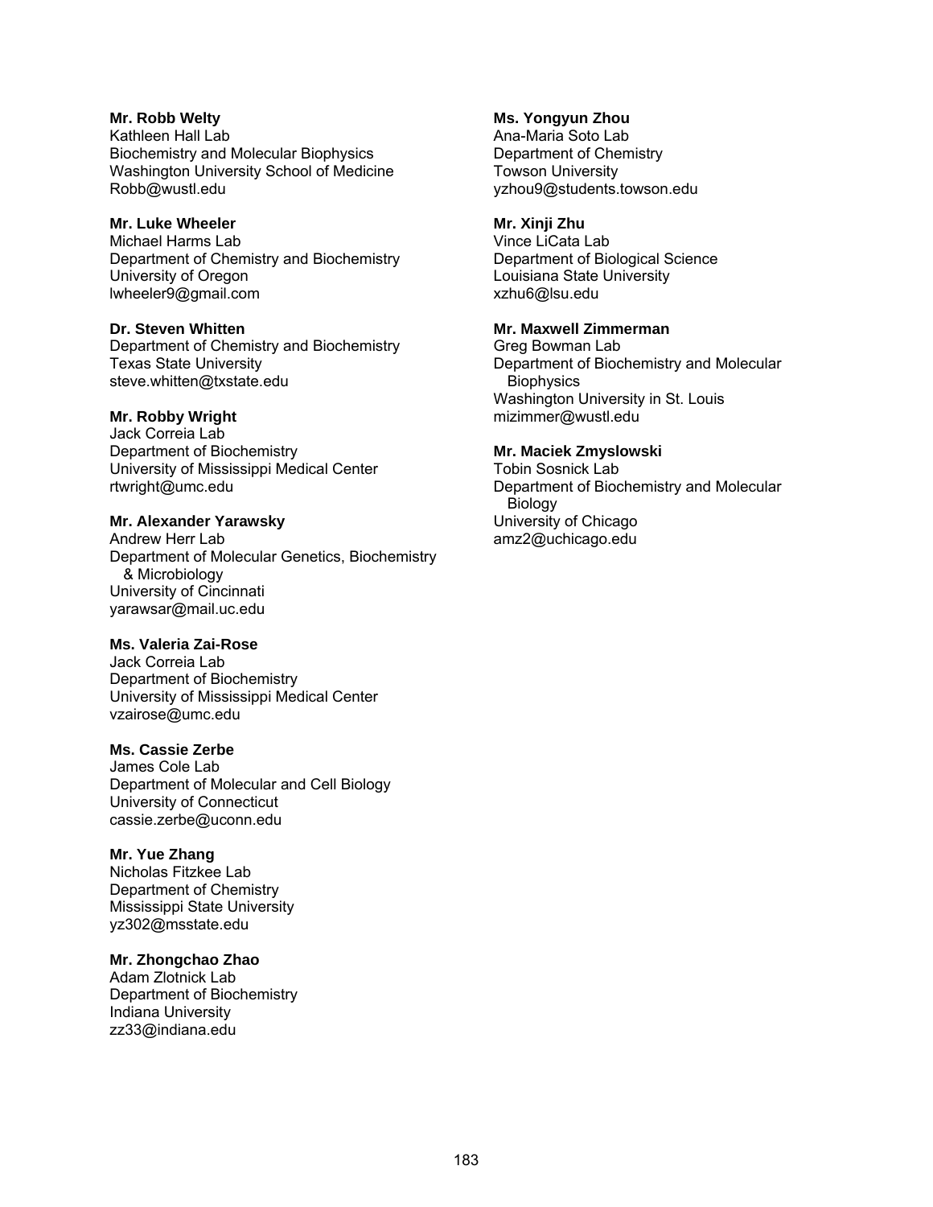**Mr. Robb Welty**
Kathleen Hall Lab
Biochemistry and Molecular Biophysics
Washington University School of Medicine
Robb@wustl.edu

**Mr. Luke Wheeler**
Michael Harms Lab
Department of Chemistry and Biochemistry
University of Oregon
lwheeler9@gmail.com

**Dr. Steven Whitten**
Department of Chemistry and Biochemistry
Texas State University
steve.whitten@txstate.edu

**Mr. Robby Wright**
Jack Correia Lab
Department of Biochemistry
University of Mississippi Medical Center
rtwright@umc.edu

**Mr. Alexander Yarawsky**
Andrew Herr Lab
Department of Molecular Genetics, Biochemistry & Microbiology
University of Cincinnati
yarawsar@mail.uc.edu

**Ms. Valeria Zai-Rose**
Jack Correia Lab
Department of Biochemistry
University of Mississippi Medical Center
vzairose@umc.edu

**Ms. Cassie Zerbe**
James Cole Lab
Department of Molecular and Cell Biology
University of Connecticut
cassie.zerbe@uconn.edu

**Mr. Yue Zhang**
Nicholas Fitzkee Lab
Department of Chemistry
Mississippi State University
yz302@msstate.edu

**Mr. Zhongchao Zhao**
Adam Zlotnick Lab
Department of Biochemistry
Indiana University
zz33@indiana.edu

**Ms. Yongyun Zhou**
Ana-Maria Soto Lab
Department of Chemistry
Towson University
yzhou9@students.towson.edu

**Mr. Xinji Zhu**
Vince LiCata Lab
Department of Biological Science
Louisiana State University
xzhu6@lsu.edu

**Mr. Maxwell Zimmerman**
Greg Bowman Lab
Department of Biochemistry and Molecular Biophysics
Washington University in St. Louis
mizimmer@wustl.edu

**Mr. Maciek Zmyslowski**
Tobin Sosnick Lab
Department of Biochemistry and Molecular Biology
University of Chicago
amz2@uchicago.edu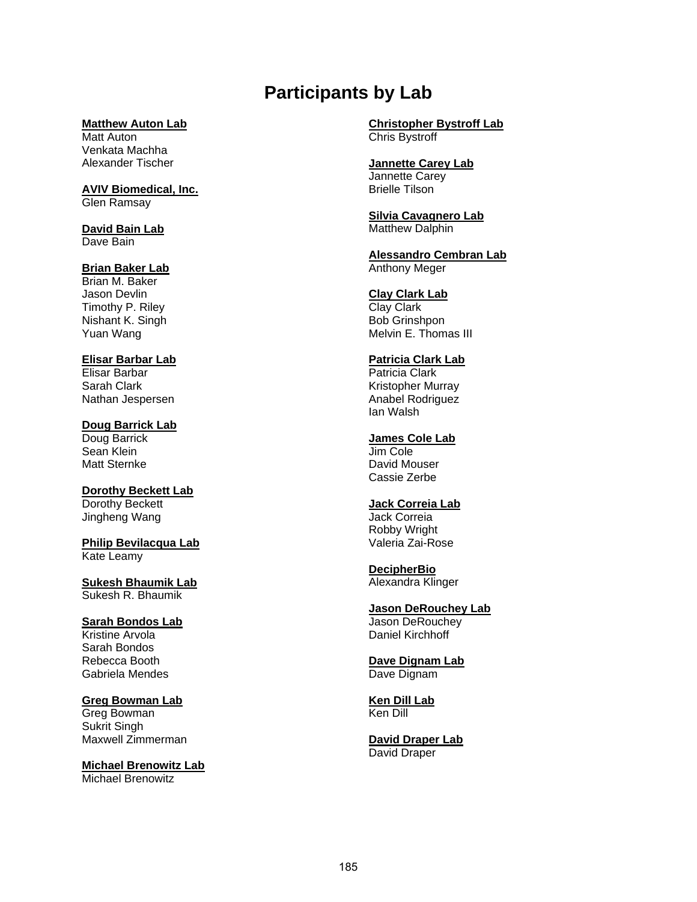# Participants by Lab

**Matthew Auton Lab**
Matt Auton
Venkata Machha
Alexander Tischer

**AVIV Biomedical, Inc.**
Glen Ramsay

**David Bain Lab**
Dave Bain

**Brian Baker Lab**
Brian M. Baker
Jason Devlin
Timothy P. Riley
Nishant K. Singh
Yuan Wang

**Elisar Barbar Lab**
Elisar Barbar
Sarah Clark
Nathan Jespersen

**Doug Barrick Lab**
Doug Barrick
Sean Klein
Matt Sternke

**Dorothy Beckett Lab**
Dorothy Beckett
Jingheng Wang

**Philip Bevilacqua Lab**
Kate Leamy

**Sukesh Bhaumik Lab**
Sukesh R. Bhaumik

**Sarah Bondos Lab**
Kristine Arvola
Sarah Bondos
Rebecca Booth
Gabriela Mendes

**Greg Bowman Lab**
Greg Bowman
Sukrit Singh
Maxwell Zimmerman

**Michael Brenowitz Lab**
Michael Brenowitz

**Christopher Bystroff Lab**
Chris Bystroff

**Jannette Carey Lab**
Jannette Carey
Brielle Tilson

**Silvia Cavagnero Lab**
Matthew Dalphin

**Alessandro Cembran Lab**
Anthony Meger

**Clay Clark Lab**
Clay Clark
Bob Grinshpon
Melvin E. Thomas III

**Patricia Clark Lab**
Patricia Clark
Kristopher Murray
Anabel Rodriguez
Ian Walsh

**James Cole Lab**
Jim Cole
David Mouser
Cassie Zerbe

**Jack Correia Lab**
Jack Correia
Robby Wright
Valeria Zai-Rose

**DecipherBio**
Alexandra Klinger

**Jason DeRouchey Lab**
Jason DeRouchey
Daniel Kirchhoff

**Dave Dignam Lab**
Dave Dignam

**Ken Dill Lab**
Ken Dill

**David Draper Lab**
David Draper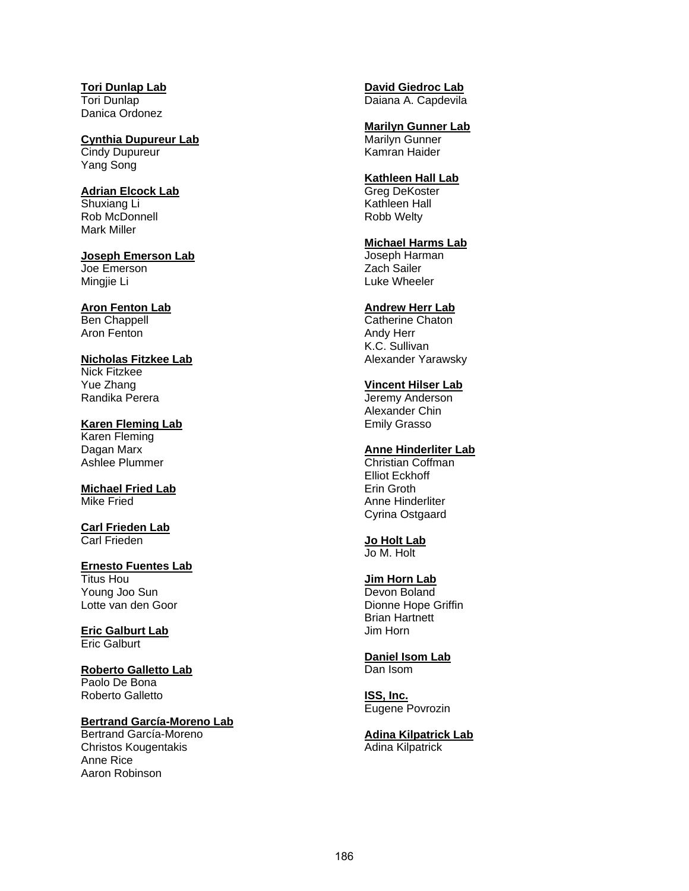**Tori Dunlap Lab**
Tori Dunlap
Danica Ordonez

**Cynthia Dupureur Lab**
Cindy Dupureur
Yang Song

**Adrian Elcock Lab**
Shuxiang Li
Rob McDonnell
Mark Miller

**Joseph Emerson Lab**
Joe Emerson
Mingjie Li

**Aron Fenton Lab**
Ben Chappell
Aron Fenton

**Nicholas Fitzkee Lab**
Nick Fitzkee
Yue Zhang
Randika Perera

**Karen Fleming Lab**
Karen Fleming
Dagan Marx
Ashlee Plummer

**Michael Fried Lab**
Mike Fried

**Carl Frieden Lab**
Carl Frieden

**Ernesto Fuentes Lab**
Titus Hou
Young Joo Sun
Lotte van den Goor

**Eric Galburt Lab**
Eric Galburt

**Roberto Galletto Lab**
Paolo De Bona
Roberto Galletto

**Bertrand García-Moreno Lab**
Bertrand García-Moreno
Christos Kougentakis
Anne Rice
Aaron Robinson

**David Giedroc Lab**
Daiana A. Capdevila

**Marilyn Gunner Lab**
Marilyn Gunner
Kamran Haider

**Kathleen Hall Lab**
Greg DeKoster
Kathleen Hall
Robb Welty

**Michael Harms Lab**
Joseph Harman
Zach Sailer
Luke Wheeler

**Andrew Herr Lab**
Catherine Chaton
Andy Herr
K.C. Sullivan
Alexander Yarawsky

**Vincent Hilser Lab**
Jeremy Anderson
Alexander Chin
Emily Grasso

**Anne Hinderliter Lab**
Christian Coffman
Elliot Eckhoff
Erin Groth
Anne Hinderliter
Cyrina Ostgaard

**Jo Holt Lab**
Jo M. Holt

**Jim Horn Lab**
Devon Boland
Dionne Hope Griffin
Brian Hartnett
Jim Horn

**Daniel Isom Lab**
Dan Isom

**ISS, Inc.**
Eugene Povrozin

**Adina Kilpatrick Lab**
Adina Kilpatrick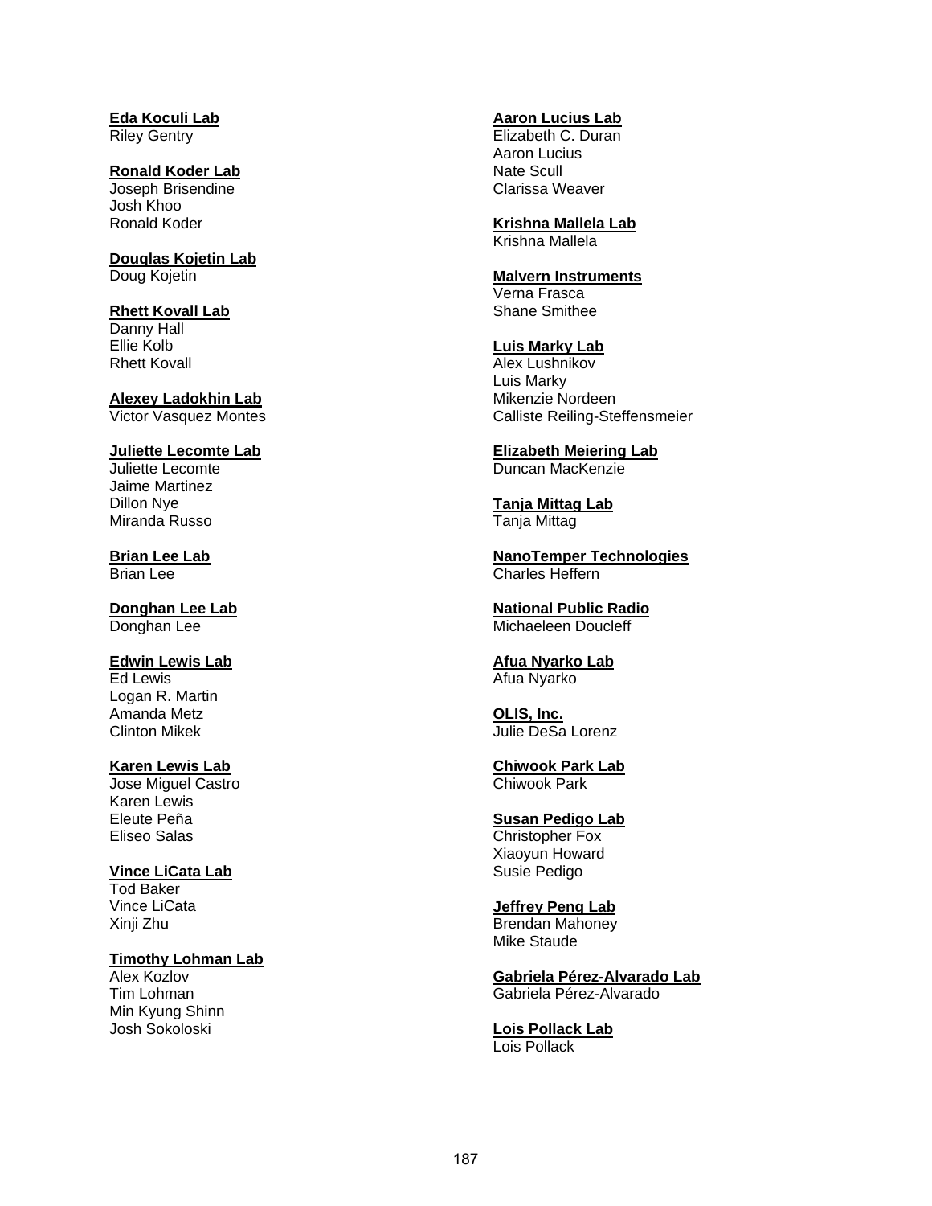**Eda Koculi Lab**
Riley Gentry

**Ronald Koder Lab**
Joseph Brisendine
Josh Khoo
Ronald Koder

**Douglas Kojetin Lab**
Doug Kojetin

**Rhett Kovall Lab**
Danny Hall
Ellie Kolb
Rhett Kovall

**Alexey Ladokhin Lab**
Victor Vasquez Montes

**Juliette Lecomte Lab**
Juliette Lecomte
Jaime Martinez
Dillon Nye
Miranda Russo

**Brian Lee Lab**
Brian Lee

**Donghan Lee Lab**
Donghan Lee

**Edwin Lewis Lab**
Ed Lewis
Logan R. Martin
Amanda Metz
Clinton Mikek

**Karen Lewis Lab**
Jose Miguel Castro
Karen Lewis
Eleute Peña
Eliseo Salas

**Vince LiCata Lab**
Tod Baker
Vince LiCata
Xinji Zhu

**Timothy Lohman Lab**
Alex Kozlov
Tim Lohman
Min Kyung Shinn
Josh Sokoloski

**Aaron Lucius Lab**
Elizabeth C. Duran
Aaron Lucius
Nate Scull
Clarissa Weaver

**Krishna Mallela Lab**
Krishna Mallela

**Malvern Instruments**
Verna Frasca
Shane Smithee

**Luis Marky Lab**
Alex Lushnikov
Luis Marky
Mikenzie Nordeen
Calliste Reiling-Steffensmeier

**Elizabeth Meiering Lab**
Duncan MacKenzie

**Tanja Mittag Lab**
Tanja Mittag

**NanoTemper Technologies**
Charles Heffern

**National Public Radio**
Michaeleen Doucleff

**Afua Nyarko Lab**
Afua Nyarko

**OLIS, Inc.**
Julie DeSa Lorenz

**Chiwook Park Lab**
Chiwook Park

**Susan Pedigo Lab**
Christopher Fox
Xiaoyun Howard
Susie Pedigo

**Jeffrey Peng Lab**
Brendan Mahoney
Mike Staude

**Gabriela Pérez-Alvarado Lab**
Gabriela Pérez-Alvarado

**Lois Pollack Lab**
Lois Pollack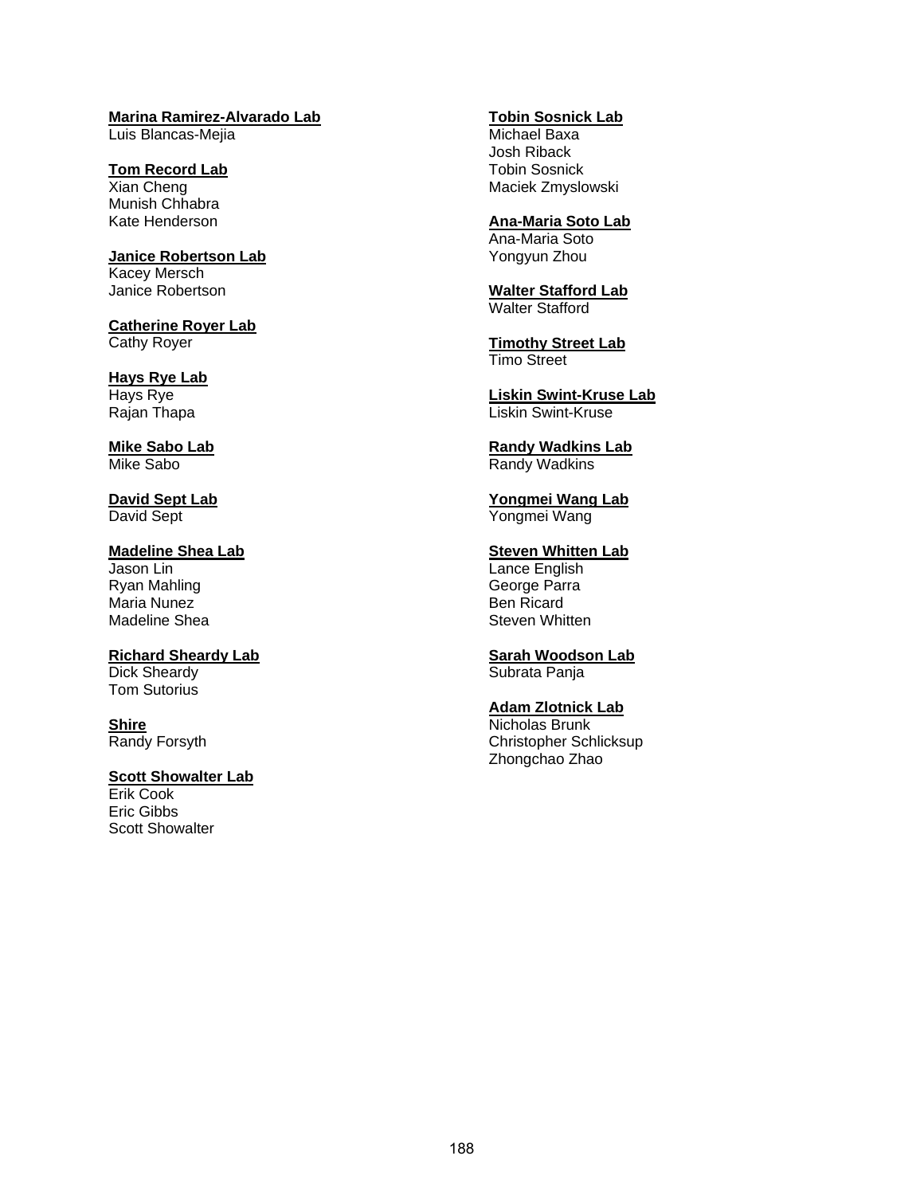**Marina Ramirez-Alvarado Lab**
Luis Blancas-Mejia

**Tom Record Lab**
Xian Cheng
Munish Chhabra
Kate Henderson

**Janice Robertson Lab**
Kacey Mersch
Janice Robertson

**Catherine Royer Lab**
Cathy Royer

**Hays Rye Lab**
Hays Rye
Rajan Thapa

**Mike Sabo Lab**
Mike Sabo

**David Sept Lab**
David Sept

**Madeline Shea Lab**
Jason Lin
Ryan Mahling
Maria Nunez
Madeline Shea

**Richard Sheardy Lab**
Dick Sheardy
Tom Sutorius

**Shire**
Randy Forsyth

**Scott Showalter Lab**
Erik Cook
Eric Gibbs
Scott Showalter

**Tobin Sosnick Lab**
Michael Baxa
Josh Riback
Tobin Sosnick
Maciek Zmyslowski

**Ana-Maria Soto Lab**
Ana-Maria Soto
Yongyun Zhou

**Walter Stafford Lab**
Walter Stafford

**Timothy Street Lab**
Timo Street

**Liskin Swint-Kruse Lab**
Liskin Swint-Kruse

**Randy Wadkins Lab**
Randy Wadkins

**Yongmei Wang Lab**
Yongmei Wang

**Steven Whitten Lab**
Lance English
George Parra
Ben Ricard
Steven Whitten

**Sarah Woodson Lab**
Subrata Panja

**Adam Zlotnick Lab**
Nicholas Brunk
Christopher Schlicksup
Zhongchao Zhao